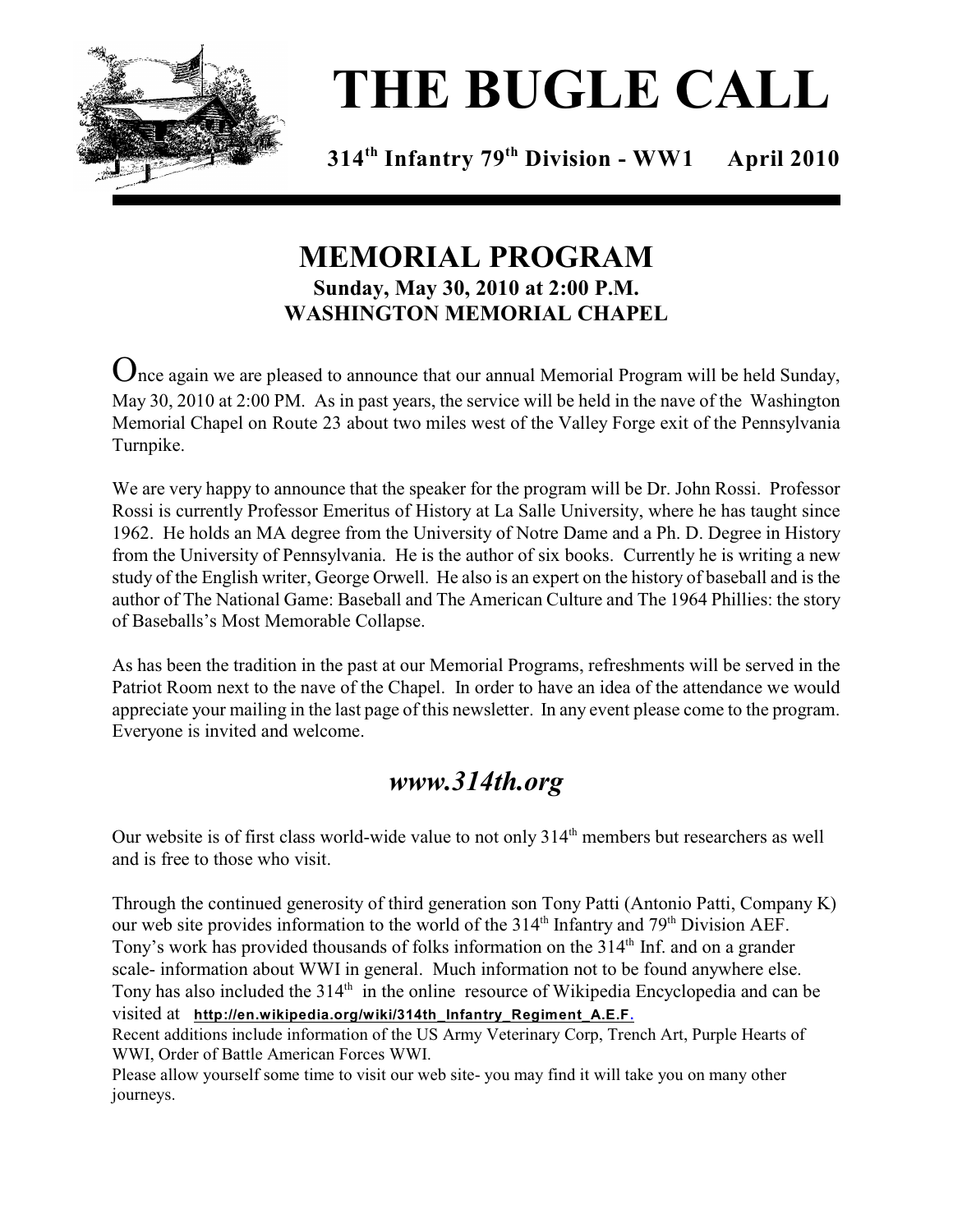# THE BUGLE CALL

**314th Infantry 79th Division - WW1 April 2010**

## MEMORIAL PROGRAM

**Sunday, May 30, 2010 at 2:00 P.M.**
**WASHINGTON MEMORIAL CHAPEL**

Once again we are pleased to announce that our annual Memorial Program will be held Sunday, May 30, 2010 at 2:00 PM. As in past years, the service will be held in the nave of the Washington Memorial Chapel on Route 23 about two miles west of the Valley Forge exit of the Pennsylvania Turnpike.

We are very happy to announce that the speaker for the program will be Dr. John Rossi. Professor Rossi is currently Professor Emeritus of History at La Salle University, where he has taught since 1962. He holds an MA degree from the University of Notre Dame and a Ph. D. Degree in History from the University of Pennsylvania. He is the author of six books. Currently he is writing a new study of the English writer, George Orwell. He also is an expert on the history of baseball and is the author of The National Game: Baseball and The American Culture and The 1964 Phillies: the story of Baseballs's Most Memorable Collapse.

As has been the tradition in the past at our Memorial Programs, refreshments will be served in the Patriot Room next to the nave of the Chapel. In order to have an idea of the attendance we would appreciate your mailing in the last page of this newsletter. In any event please come to the program. Everyone is invited and welcome.

## *www.314th.org*

Our website is of first class world-wide value to not only 314th members but researchers as well and is free to those who visit.

Through the continued generosity of third generation son Tony Patti (Antonio Patti, Company K) our web site provides information to the world of the 314th Infantry and 79th Division AEF. Tony's work has provided thousands of folks information on the 314th Inf. and on a grander scale- information about WWI in general. Much information not to be found anywhere else. Tony has also included the 314th in the online resource of Wikipedia Encyclopedia and can be visited at **http://en.wikipedia.org/wiki/314th_Infantry_Regiment_A.E.F.**

Recent additions include information of the US Army Veterinary Corp, Trench Art, Purple Hearts of WWI, Order of Battle American Forces WWI.

Please allow yourself some time to visit our web site- you may find it will take you on many other journeys.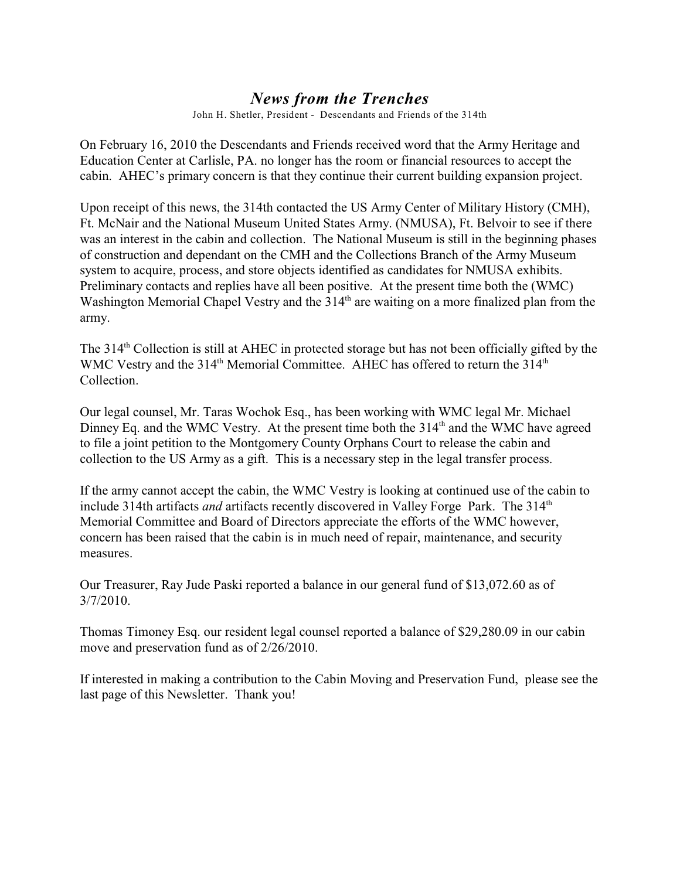# *News from the Trenches*

John H. Shetler, President - Descendants and Friends of the 314th

On February 16, 2010 the Descendants and Friends received word that the Army Heritage and Education Center at Carlisle, PA. no longer has the room or financial resources to accept the cabin. AHEC's primary concern is that they continue their current building expansion project.

Upon receipt of this news, the 314th contacted the US Army Center of Military History (CMH), Ft. McNair and the National Museum United States Army. (NMUSA), Ft. Belvoir to see if there was an interest in the cabin and collection. The National Museum is still in the beginning phases of construction and dependant on the CMH and the Collections Branch of the Army Museum system to acquire, process, and store objects identified as candidates for NMUSA exhibits. Preliminary contacts and replies have all been positive. At the present time both the (WMC) Washington Memorial Chapel Vestry and the 314th are waiting on a more finalized plan from the army.

The 314th Collection is still at AHEC in protected storage but has not been officially gifted by the WMC Vestry and the 314th Memorial Committee. AHEC has offered to return the 314th Collection.

Our legal counsel, Mr. Taras Wochok Esq., has been working with WMC legal Mr. Michael Dinney Eq. and the WMC Vestry. At the present time both the 314th and the WMC have agreed to file a joint petition to the Montgomery County Orphans Court to release the cabin and collection to the US Army as a gift. This is a necessary step in the legal transfer process.

If the army cannot accept the cabin, the WMC Vestry is looking at continued use of the cabin to include 314th artifacts *and* artifacts recently discovered in Valley Forge Park. The 314th Memorial Committee and Board of Directors appreciate the efforts of the WMC however, concern has been raised that the cabin is in much need of repair, maintenance, and security measures.

Our Treasurer, Ray Jude Paski reported a balance in our general fund of $13,072.60 as of 3/7/2010.

Thomas Timoney Esq. our resident legal counsel reported a balance of $29,280.09 in our cabin move and preservation fund as of 2/26/2010.

If interested in making a contribution to the Cabin Moving and Preservation Fund, please see the last page of this Newsletter. Thank you!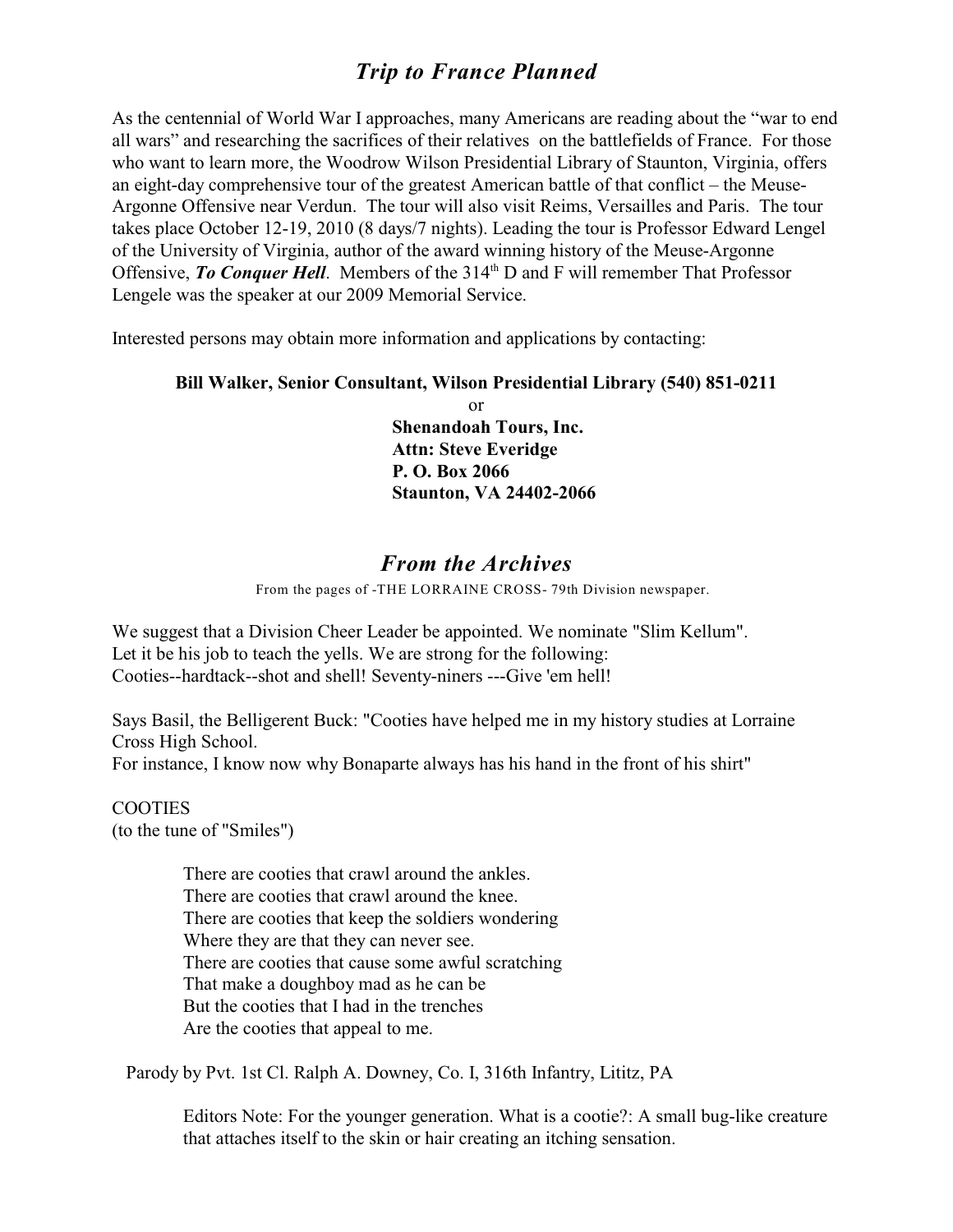## *Trip to France Planned*

As the centennial of World War I approaches, many Americans are reading about the "war to end all wars" and researching the sacrifices of their relatives on the battlefields of France. For those who want to learn more, the Woodrow Wilson Presidential Library of Staunton, Virginia, offers an eight-day comprehensive tour of the greatest American battle of that conflict – the Meuse-Argonne Offensive near Verdun. The tour will also visit Reims, Versailles and Paris. The tour takes place October 12-19, 2010 (8 days/7 nights). Leading the tour is Professor Edward Lengel of the University of Virginia, author of the award winning history of the Meuse-Argonne Offensive, ***To Conquer Hell***. Members of the 314th D and F will remember That Professor Lengele was the speaker at our 2009 Memorial Service.

Interested persons may obtain more information and applications by contacting:

**Bill Walker, Senior Consultant, Wilson Presidential Library (540) 851-0211**

or

**Shenandoah Tours, Inc.**
**Attn: Steve Everidge**
**P. O. Box 2066**
**Staunton, VA 24402-2066**

## *From the Archives*

From the pages of -THE LORRAINE CROSS- 79th Division newspaper.

We suggest that a Division Cheer Leader be appointed. We nominate "Slim Kellum".
Let it be his job to teach the yells. We are strong for the following:
Cooties--hardtack--shot and shell! Seventy-niners ---Give 'em hell!

Says Basil, the Belligerent Buck: "Cooties have helped me in my history studies at Lorraine Cross High School.
For instance, I know now why Bonaparte always has his hand in the front of his shirt"

COOTIES
(to the tune of "Smiles")

> There are cooties that crawl around the ankles.
> There are cooties that crawl around the knee.
> There are cooties that keep the soldiers wondering
> Where they are that they can never see.
> There are cooties that cause some awful scratching
> That make a doughboy mad as he can be
> But the cooties that I had in the trenches
> Are the cooties that appeal to me.

Parody by Pvt. 1st Cl. Ralph A. Downey, Co. I, 316th Infantry, Lititz, PA

Editors Note: For the younger generation. What is a cootie?: A small bug-like creature that attaches itself to the skin or hair creating an itching sensation.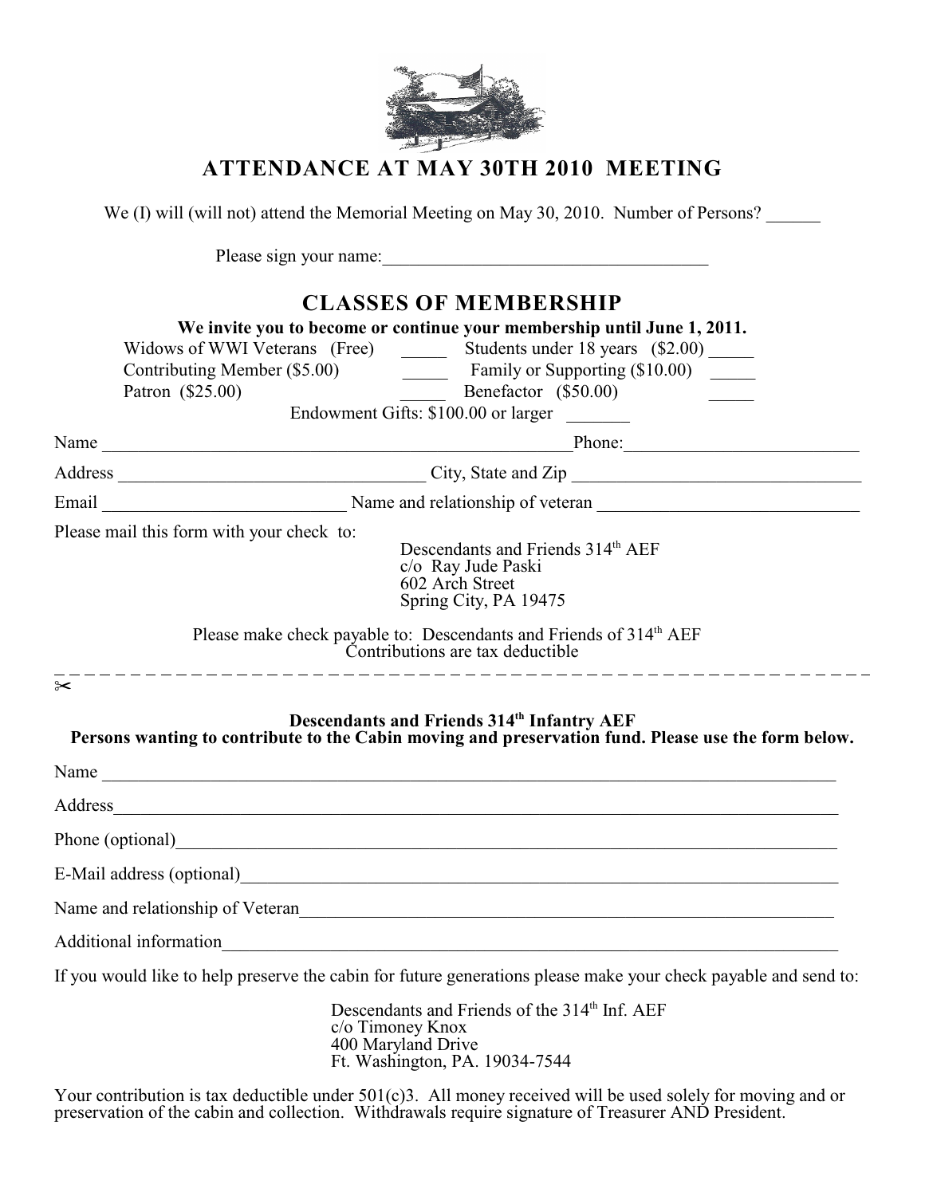## ATTENDANCE AT MAY 30TH 2010 MEETING

We (I) will (will not) attend the Memorial Meeting on May 30, 2010. Number of Persons? ______

Please sign your name:____________________________________

## CLASSES OF MEMBERSHIP

**We invite you to become or continue your membership until June 1, 2011.**

| | | | |
|---|---|---|---|
| Widows of WWI Veterans (Free) | _____ | Students under 18 years ($2.00) | _____ |
| Contributing Member ($5.00) | _____ | Family or Supporting ($10.00) | _____ |
| Patron ($25.00) | _____ | Benefactor ($50.00) | _____ |

Endowment Gifts: $100.00 or larger _______

Name _____________________________________________________Phone:__________________________

Address __________________________________ City, State and Zip ________________________________

Email ___________________________ Name and relationship of veteran _____________________________

Please mail this form with your check to:

Descendants and Friends 314th AEF
c/o Ray Jude Paski
602 Arch Street
Spring City, PA 19475

Please make check payable to: Descendants and Friends of 314th AEF
Contributions are tax deductible

---

✂

**Descendants and Friends 314th Infantry AEF**
**Persons wanting to contribute to the Cabin moving and preservation fund. Please use the form below.**

Name ___________________________________________________________________________________

Address_________________________________________________________________________________

Phone (optional)__________________________________________________________________________

E-Mail address (optional)__________________________________________________________________

Name and relationship of Veteran___________________________________________________________

Additional information_____________________________________________________________________

If you would like to help preserve the cabin for future generations please make your check payable and send to:

Descendants and Friends of the 314th Inf. AEF
c/o Timoney Knox
400 Maryland Drive
Ft. Washington, PA. 19034-7544

Your contribution is tax deductible under 501(c)3. All money received will be used solely for moving and or preservation of the cabin and collection. Withdrawals require signature of Treasurer AND President.